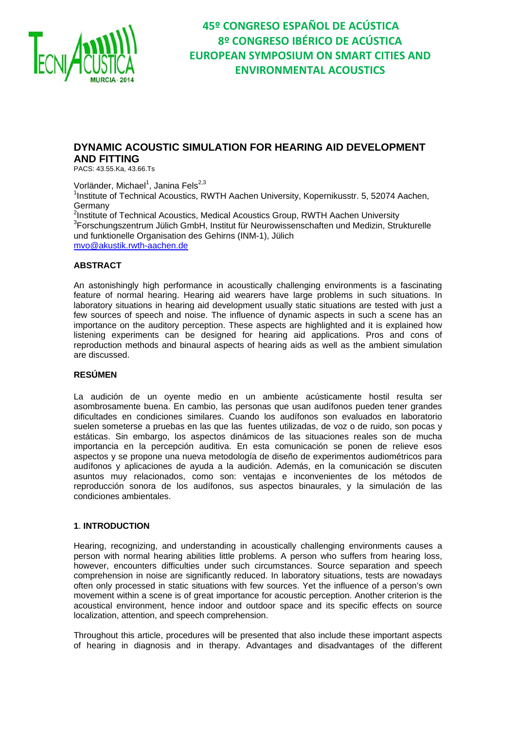# DYNAMIC ACOUSTIC SIMULATION FOR HEARING AID DEVELOPMENT AND FITTING

PACS: 43.55.Ka, 43.66.Ts

Vorländer, Michael[1], Janina Fels[2,3]

[1]Institute of Technical Acoustics, RWTH Aachen University, Kopernikusstr. 5, 52074 Aachen, Germany

[2]Institute of Technical Acoustics, Medical Acoustics Group, RWTH Aachen University

[3]Forschungszentrum Jülich GmbH, Institut für Neurowissenschaften und Medizin, Strukturelle und funktionelle Organisation des Gehirns (INM-1), Jülich

mvo@akustik.rwth-aachen.de

### ABSTRACT

An astonishingly high performance in acoustically challenging environments is a fascinating feature of normal hearing. Hearing aid wearers have large problems in such situations. In laboratory situations in hearing aid development usually static situations are tested with just a few sources of speech and noise. The influence of dynamic aspects in such a scene has an importance on the auditory perception. These aspects are highlighted and it is explained how listening experiments can be designed for hearing aid applications. Pros and cons of reproduction methods and binaural aspects of hearing aids as well as the ambient simulation are discussed.

### RESÚMEN

La audición de un oyente medio en un ambiente acústicamente hostil resulta ser asombrosamente buena. En cambio, las personas que usan audífonos pueden tener grandes dificultades en condiciones similares. Cuando los audífonos son evaluados en laboratorio suelen someterse a pruebas en las que las fuentes utilizadas, de voz o de ruido, son pocas y estáticas. Sin embargo, los aspectos dinámicos de las situaciones reales son de mucha importancia en la percepción auditiva. En esta comunicación se ponen de relieve esos aspectos y se propone una nueva metodología de diseño de experimentos audiométricos para audífonos y aplicaciones de ayuda a la audición. Además, en la comunicación se discuten asuntos muy relacionados, como son: ventajas e inconvenientes de los métodos de reproducción sonora de los audífonos, sus aspectos binaurales, y la simulación de las condiciones ambientales.

### 1. INTRODUCTION

Hearing, recognizing, and understanding in acoustically challenging environments causes a person with normal hearing abilities little problems. A person who suffers from hearing loss, however, encounters difficulties under such circumstances. Source separation and speech comprehension in noise are significantly reduced. In laboratory situations, tests are nowadays often only processed in static situations with few sources. Yet the influence of a person's own movement within a scene is of great importance for acoustic perception. Another criterion is the acoustical environment, hence indoor and outdoor space and its specific effects on source localization, attention, and speech comprehension.

Throughout this article, procedures will be presented that also include these important aspects of hearing in diagnosis and in therapy. Advantages and disadvantages of the different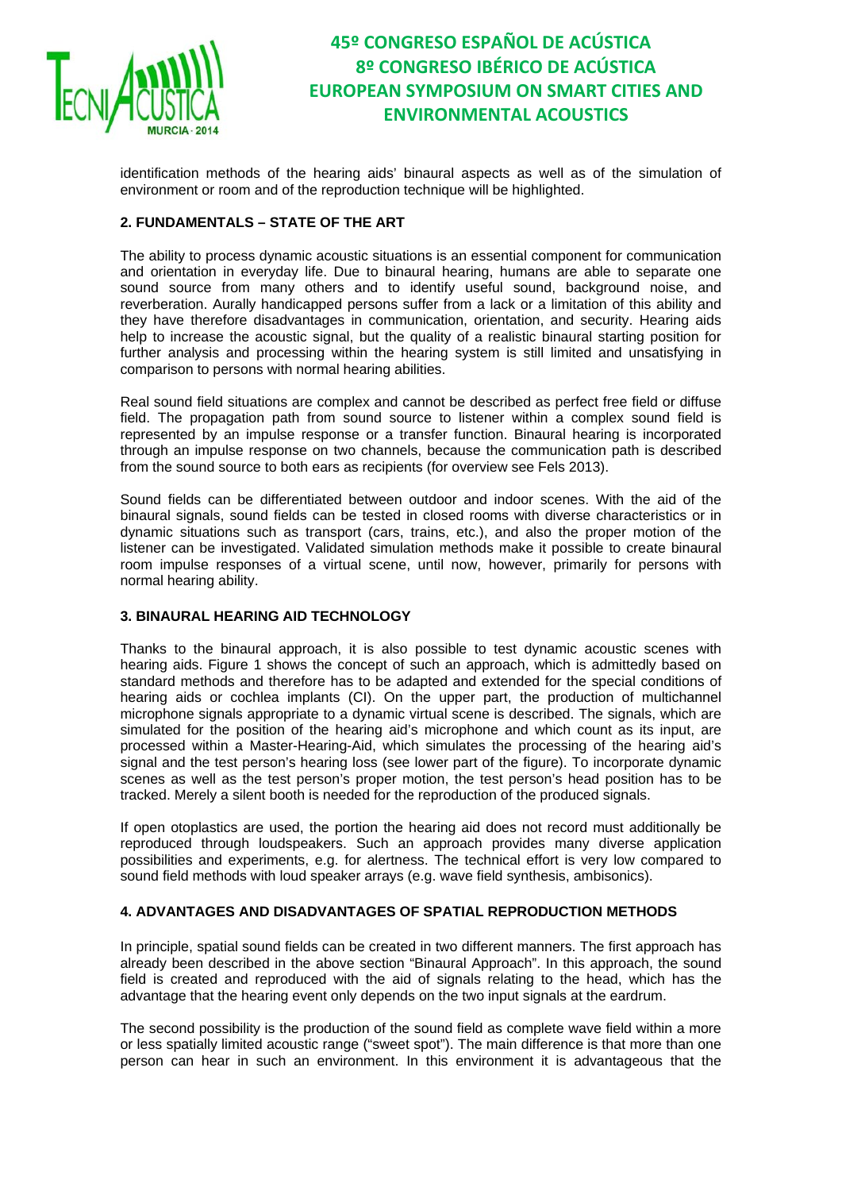identification methods of the hearing aids' binaural aspects as well as of the simulation of environment or room and of the reproduction technique will be highlighted.

## 2. FUNDAMENTALS – STATE OF THE ART

The ability to process dynamic acoustic situations is an essential component for communication and orientation in everyday life. Due to binaural hearing, humans are able to separate one sound source from many others and to identify useful sound, background noise, and reverberation. Aurally handicapped persons suffer from a lack or a limitation of this ability and they have therefore disadvantages in communication, orientation, and security. Hearing aids help to increase the acoustic signal, but the quality of a realistic binaural starting position for further analysis and processing within the hearing system is still limited and unsatisfying in comparison to persons with normal hearing abilities.

Real sound field situations are complex and cannot be described as perfect free field or diffuse field. The propagation path from sound source to listener within a complex sound field is represented by an impulse response or a transfer function. Binaural hearing is incorporated through an impulse response on two channels, because the communication path is described from the sound source to both ears as recipients (for overview see Fels 2013).

Sound fields can be differentiated between outdoor and indoor scenes. With the aid of the binaural signals, sound fields can be tested in closed rooms with diverse characteristics or in dynamic situations such as transport (cars, trains, etc.), and also the proper motion of the listener can be investigated. Validated simulation methods make it possible to create binaural room impulse responses of a virtual scene, until now, however, primarily for persons with normal hearing ability.

## 3. BINAURAL HEARING AID TECHNOLOGY

Thanks to the binaural approach, it is also possible to test dynamic acoustic scenes with hearing aids. Figure 1 shows the concept of such an approach, which is admittedly based on standard methods and therefore has to be adapted and extended for the special conditions of hearing aids or cochlea implants (CI). On the upper part, the production of multichannel microphone signals appropriate to a dynamic virtual scene is described. The signals, which are simulated for the position of the hearing aid's microphone and which count as its input, are processed within a Master-Hearing-Aid, which simulates the processing of the hearing aid's signal and the test person's hearing loss (see lower part of the figure). To incorporate dynamic scenes as well as the test person's proper motion, the test person's head position has to be tracked. Merely a silent booth is needed for the reproduction of the produced signals.

If open otoplastics are used, the portion the hearing aid does not record must additionally be reproduced through loudspeakers. Such an approach provides many diverse application possibilities and experiments, e.g. for alertness. The technical effort is very low compared to sound field methods with loud speaker arrays (e.g. wave field synthesis, ambisonics).

## 4. ADVANTAGES AND DISADVANTAGES OF SPATIAL REPRODUCTION METHODS

In principle, spatial sound fields can be created in two different manners. The first approach has already been described in the above section "Binaural Approach". In this approach, the sound field is created and reproduced with the aid of signals relating to the head, which has the advantage that the hearing event only depends on the two input signals at the eardrum.

The second possibility is the production of the sound field as complete wave field within a more or less spatially limited acoustic range ("sweet spot"). The main difference is that more than one person can hear in such an environment. In this environment it is advantageous that the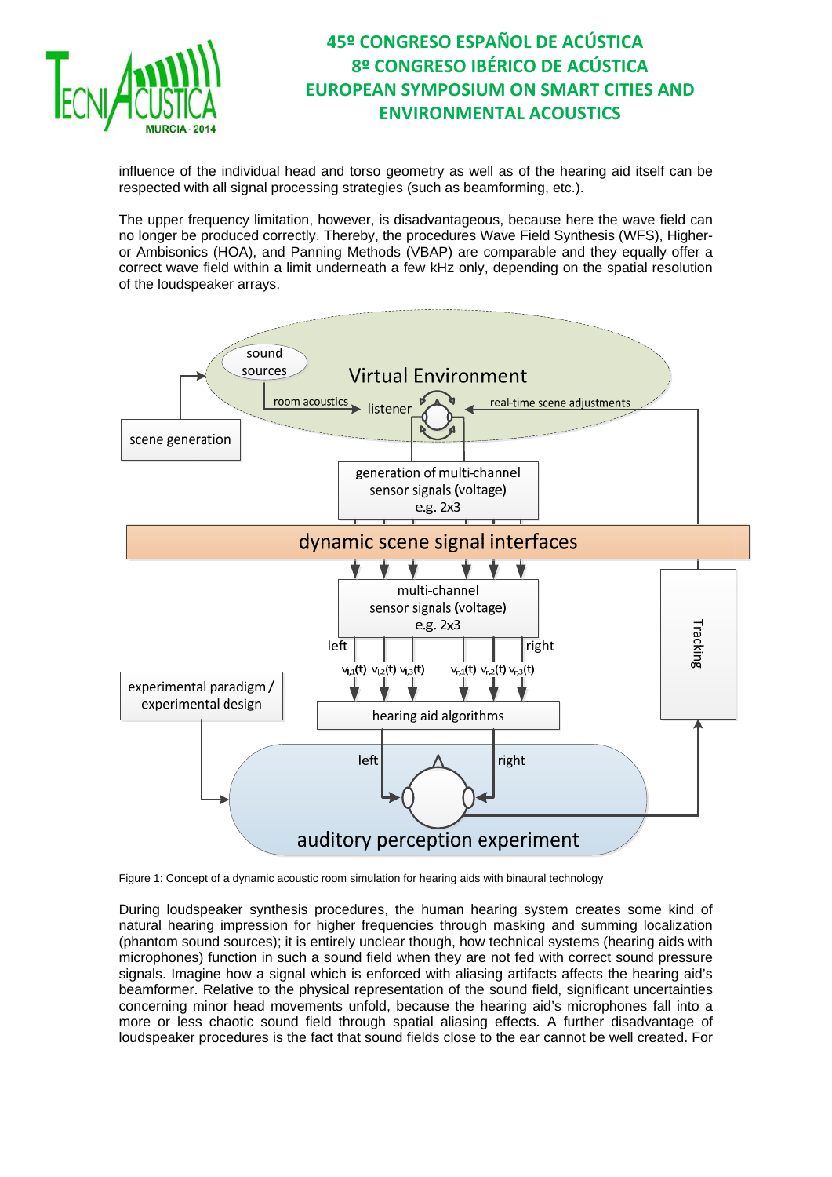influence of the individual head and torso geometry as well as of the hearing aid itself can be respected with all signal processing strategies (such as beamforming, etc.).

The upper frequency limitation, however, is disadvantageous, because here the wave field can no longer be produced correctly. Thereby, the procedures Wave Field Synthesis (WFS), Higher-or Ambisonics (HOA), and Panning Methods (VBAP) are comparable and they equally offer a correct wave field within a limit underneath a few kHz only, depending on the spatial resolution of the loudspeaker arrays.

Figure 1: Concept of a dynamic acoustic room simulation for hearing aids with binaural technology

During loudspeaker synthesis procedures, the human hearing system creates some kind of natural hearing impression for higher frequencies through masking and summing localization (phantom sound sources); it is entirely unclear though, how technical systems (hearing aids with microphones) function in such a sound field when they are not fed with correct sound pressure signals. Imagine how a signal which is enforced with aliasing artifacts affects the hearing aid's beamformer. Relative to the physical representation of the sound field, significant uncertainties concerning minor head movements unfold, because the hearing aid's microphones fall into a more or less chaotic sound field through spatial aliasing effects. A further disadvantage of loudspeaker procedures is the fact that sound fields close to the ear cannot be well created. For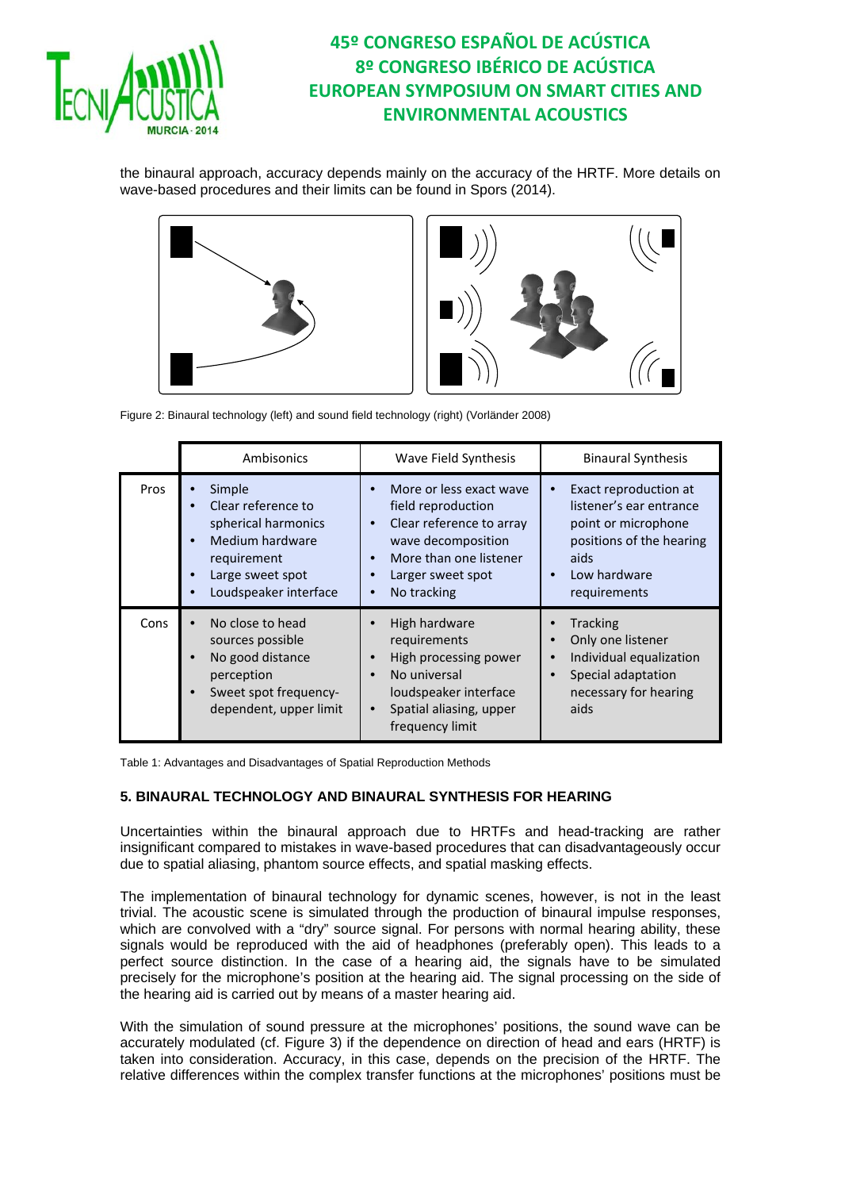the binaural approach, accuracy depends mainly on the accuracy of the HRTF. More details on wave-based procedures and their limits can be found in Spors (2014).

Figure 2: Binaural technology (left) and sound field technology (right) (Vorländer 2008)

| | Ambisonics | Wave Field Synthesis | Binaural Synthesis |
|---|---|---|---|
| Pros | • Simple<br>• Clear reference to spherical harmonics<br>• Medium hardware requirement<br>• Large sweet spot<br>• Loudspeaker interface | • More or less exact wave field reproduction<br>• Clear reference to array wave decomposition<br>• More than one listener<br>• Larger sweet spot<br>• No tracking | • Exact reproduction at listener's ear entrance point or microphone positions of the hearing aids<br>• Low hardware requirements |
| Cons | • No close to head sources possible<br>• No good distance perception<br>• Sweet spot frequency-dependent, upper limit | • High hardware requirements<br>• High processing power<br>• No universal loudspeaker interface<br>• Spatial aliasing, upper frequency limit | • Tracking<br>• Only one listener<br>• Individual equalization<br>• Special adaptation necessary for hearing aids |

Table 1: Advantages and Disadvantages of Spatial Reproduction Methods

## 5. BINAURAL TECHNOLOGY AND BINAURAL SYNTHESIS FOR HEARING

Uncertainties within the binaural approach due to HRTFs and head-tracking are rather insignificant compared to mistakes in wave-based procedures that can disadvantageously occur due to spatial aliasing, phantom source effects, and spatial masking effects.

The implementation of binaural technology for dynamic scenes, however, is not in the least trivial. The acoustic scene is simulated through the production of binaural impulse responses, which are convolved with a "dry" source signal. For persons with normal hearing ability, these signals would be reproduced with the aid of headphones (preferably open). This leads to a perfect source distinction. In the case of a hearing aid, the signals have to be simulated precisely for the microphone's position at the hearing aid. The signal processing on the side of the hearing aid is carried out by means of a master hearing aid.

With the simulation of sound pressure at the microphones' positions, the sound wave can be accurately modulated (cf. Figure 3) if the dependence on direction of head and ears (HRTF) is taken into consideration. Accuracy, in this case, depends on the precision of the HRTF. The relative differences within the complex transfer functions at the microphones' positions must be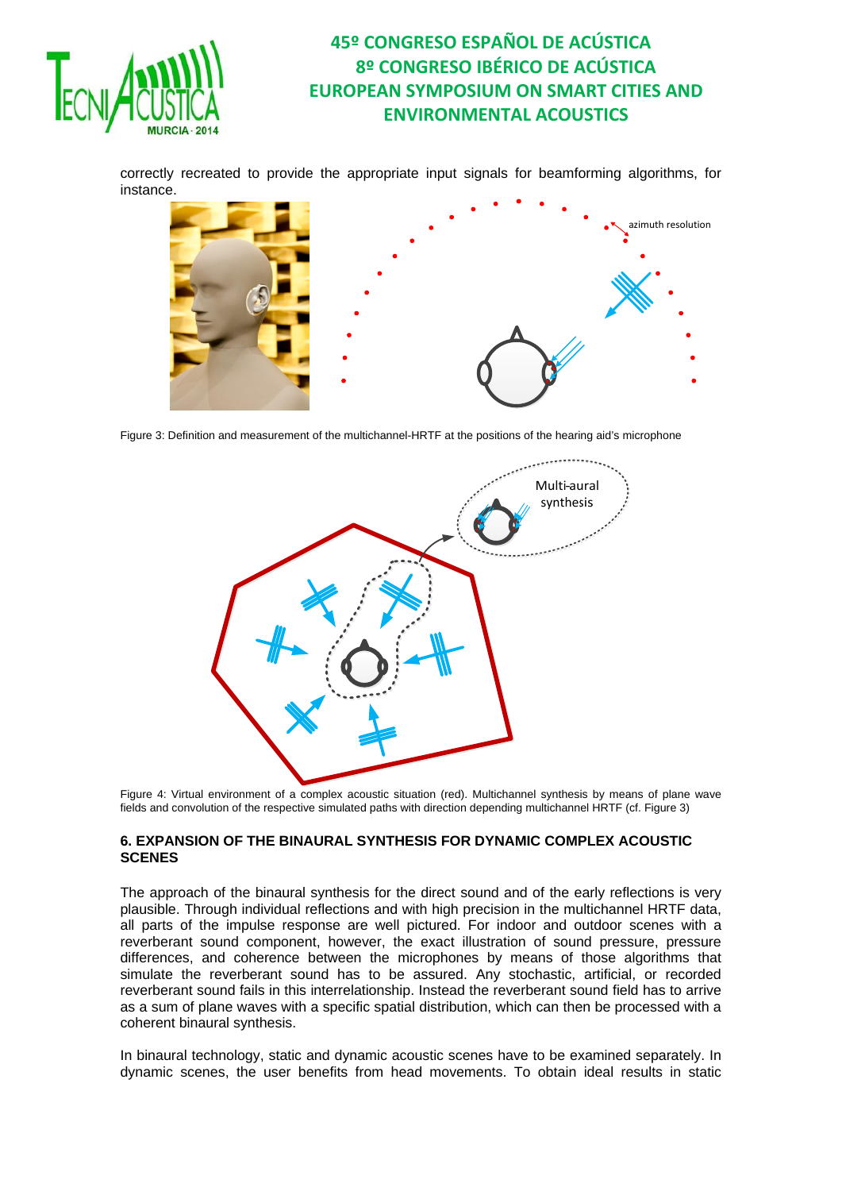correctly recreated to provide the appropriate input signals for beamforming algorithms, for instance.

Figure 3: Definition and measurement of the multichannel-HRTF at the positions of the hearing aid's microphone

Figure 4: Virtual environment of a complex acoustic situation (red). Multichannel synthesis by means of plane wave fields and convolution of the respective simulated paths with direction depending multichannel HRTF (cf. Figure 3)

### 6. EXPANSION OF THE BINAURAL SYNTHESIS FOR DYNAMIC COMPLEX ACOUSTIC SCENES

The approach of the binaural synthesis for the direct sound and of the early reflections is very plausible. Through individual reflections and with high precision in the multichannel HRTF data, all parts of the impulse response are well pictured. For indoor and outdoor scenes with a reverberant sound component, however, the exact illustration of sound pressure, pressure differences, and coherence between the microphones by means of those algorithms that simulate the reverberant sound has to be assured. Any stochastic, artificial, or recorded reverberant sound fails in this interrelationship. Instead the reverberant sound field has to arrive as a sum of plane waves with a specific spatial distribution, which can then be processed with a coherent binaural synthesis.

In binaural technology, static and dynamic acoustic scenes have to be examined separately. In dynamic scenes, the user benefits from head movements. To obtain ideal results in static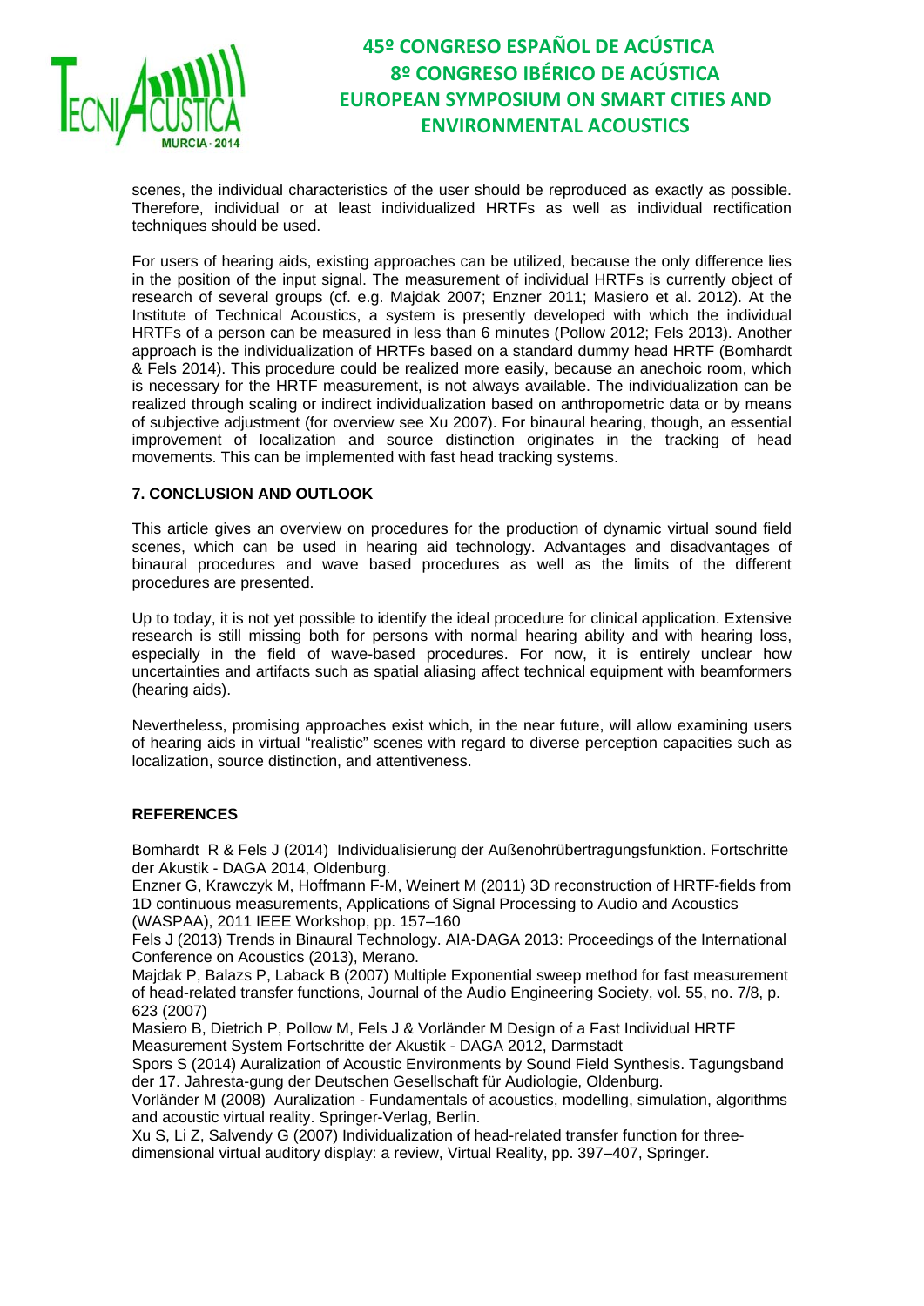scenes, the individual characteristics of the user should be reproduced as exactly as possible. Therefore, individual or at least individualized HRTFs as well as individual rectification techniques should be used.

For users of hearing aids, existing approaches can be utilized, because the only difference lies in the position of the input signal. The measurement of individual HRTFs is currently object of research of several groups (cf. e.g. Majdak 2007; Enzner 2011; Masiero et al. 2012). At the Institute of Technical Acoustics, a system is presently developed with which the individual HRTFs of a person can be measured in less than 6 minutes (Pollow 2012; Fels 2013). Another approach is the individualization of HRTFs based on a standard dummy head HRTF (Bomhardt & Fels 2014). This procedure could be realized more easily, because an anechoic room, which is necessary for the HRTF measurement, is not always available. The individualization can be realized through scaling or indirect individualization based on anthropometric data or by means of subjective adjustment (for overview see Xu 2007). For binaural hearing, though, an essential improvement of localization and source distinction originates in the tracking of head movements. This can be implemented with fast head tracking systems.

## 7. CONCLUSION AND OUTLOOK

This article gives an overview on procedures for the production of dynamic virtual sound field scenes, which can be used in hearing aid technology. Advantages and disadvantages of binaural procedures and wave based procedures as well as the limits of the different procedures are presented.

Up to today, it is not yet possible to identify the ideal procedure for clinical application. Extensive research is still missing both for persons with normal hearing ability and with hearing loss, especially in the field of wave-based procedures. For now, it is entirely unclear how uncertainties and artifacts such as spatial aliasing affect technical equipment with beamformers (hearing aids).

Nevertheless, promising approaches exist which, in the near future, will allow examining users of hearing aids in virtual "realistic" scenes with regard to diverse perception capacities such as localization, source distinction, and attentiveness.

## REFERENCES

Bomhardt R & Fels J (2014) Individualisierung der Außenohrübertragungsfunktion. Fortschritte der Akustik - DAGA 2014, Oldenburg.

Enzner G, Krawczyk M, Hoffmann F-M, Weinert M (2011) 3D reconstruction of HRTF-fields from 1D continuous measurements, Applications of Signal Processing to Audio and Acoustics (WASPAA), 2011 IEEE Workshop, pp. 157–160

Fels J (2013) Trends in Binaural Technology. AIA-DAGA 2013: Proceedings of the International Conference on Acoustics (2013), Merano.

Majdak P, Balazs P, Laback B (2007) Multiple Exponential sweep method for fast measurement of head-related transfer functions, Journal of the Audio Engineering Society, vol. 55, no. 7/8, p. 623 (2007)

Masiero B, Dietrich P, Pollow M, Fels J & Vorländer M Design of a Fast Individual HRTF Measurement System Fortschritte der Akustik - DAGA 2012, Darmstadt

Spors S (2014) Auralization of Acoustic Environments by Sound Field Synthesis. Tagungsband der 17. Jahresta-gung der Deutschen Gesellschaft für Audiologie, Oldenburg.

Vorländer M (2008) Auralization - Fundamentals of acoustics, modelling, simulation, algorithms and acoustic virtual reality. Springer-Verlag, Berlin.

Xu S, Li Z, Salvendy G (2007) Individualization of head-related transfer function for three-dimensional virtual auditory display: a review, Virtual Reality, pp. 397–407, Springer.